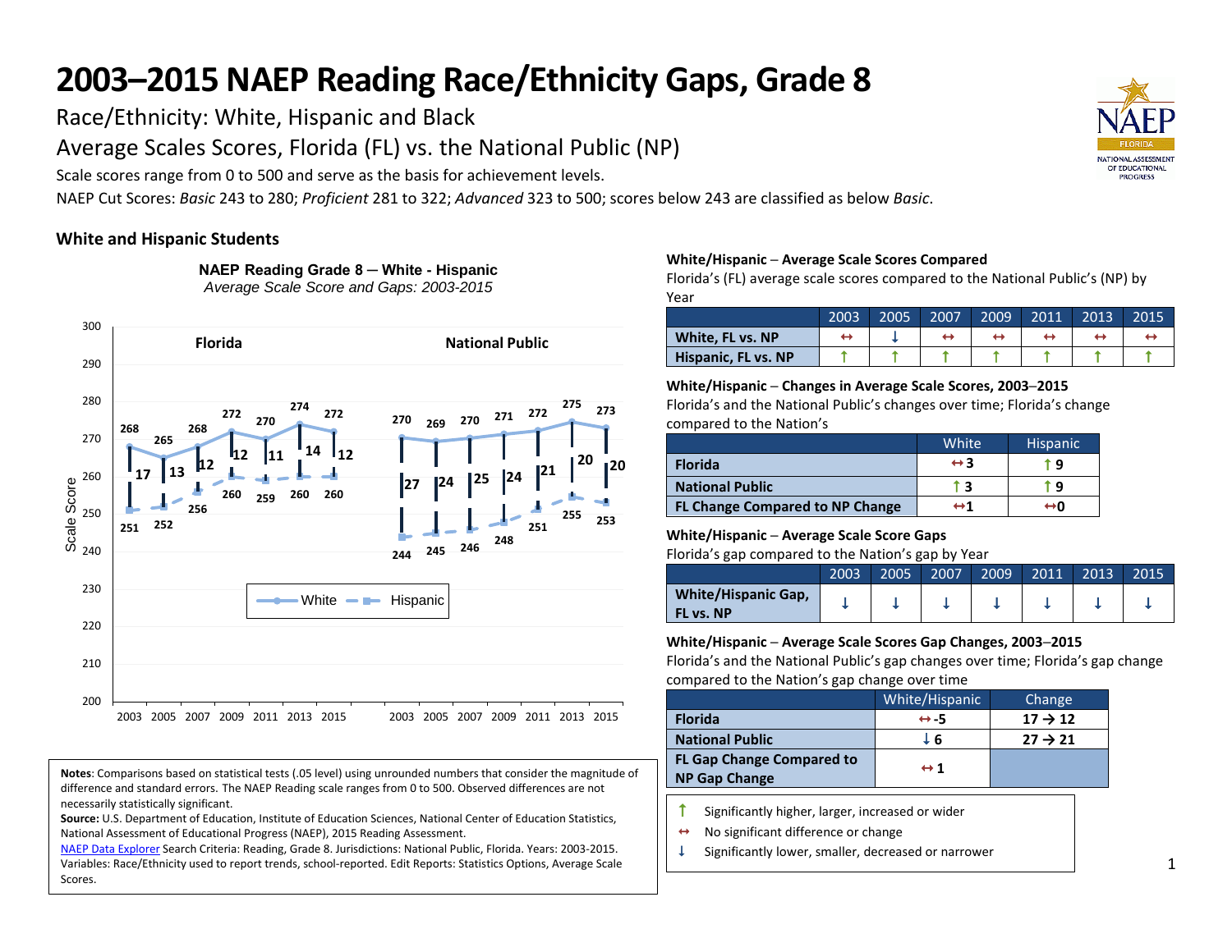# 2003–2015 NAEP Reading Race/Ethnicity Gaps, Grade 8

Race/Ethnicity: White, Hispanic and Black

Average Scales Scores, Florida (FL) vs. the National Public (NP)

Scale scores range from 0 to 500 and serve as the basis for achievement levels.

NAEP Cut Scores: *Basic* 243 to 280; *Proficient* 281 to 322; *Advanced* 323 to 500; scores below 243 are classified as below *Basic*.

## White and Hispanic Students

**NAEP Reading Grade 8 — White - Hispanic**
*Average Scale Score and Gaps: 2003-2015*

| | 2003 | 2005 | 2007 | 2009 | 2011 | 2013 | 2015 |
|---|---|---|---|---|---|---|---|
| Florida – White | 268 | 265 | 268 | 272 | 270 | 274 | 272 |
| Florida – Hispanic | 251 | 252 | 256 | 260 | 259 | 260 | 260 |
| Florida – Gap | 17 | 13 | 12 | 12 | 11 | 14 | 12 |
| National Public – White | 270 | 269 | 270 | 271 | 272 | 275 | 273 |
| National Public – Hispanic | 244 | 245 | 246 | 248 | 251 | 255 | 253 |
| National Public – Gap | 27 | 24 | 25 | 24 | 21 | 20 | 20 |

**White/Hispanic – Average Scale Scores Compared**
Florida's (FL) average scale scores compared to the National Public's (NP) by Year

| | 2003 | 2005 | 2007 | 2009 | 2011 | 2013 | 2015 |
|---|---|---|---|---|---|---|---|
| **White, FL vs. NP** | ↔ | ↓ | ↔ | ↔ | ↔ | ↔ | ↔ |
| **Hispanic, FL vs. NP** | ↑ | ↑ | ↑ | ↑ | ↑ | ↑ | ↑ |

**White/Hispanic – Changes in Average Scale Scores, 2003–2015**
Florida's and the National Public's changes over time; Florida's change compared to the Nation's

| | White | Hispanic |
|---|---|---|
| **Florida** | ↔3 | ↑9 |
| **National Public** | ↑3 | ↑9 |
| **FL Change Compared to NP Change** | ↔1 | ↔0 |

**White/Hispanic – Average Scale Score Gaps**
Florida's gap compared to the Nation's gap by Year

| | 2003 | 2005 | 2007 | 2009 | 2011 | 2013 | 2015 |
|---|---|---|---|---|---|---|---|
| **White/Hispanic Gap, FL vs. NP** | ↓ | ↓ | ↓ | ↓ | ↓ | ↓ | ↓ |

**White/Hispanic – Average Scale Scores Gap Changes, 2003–2015**
Florida's and the National Public's gap changes over time; Florida's gap change compared to the Nation's gap change over time

| | White/Hispanic | Change |
|---|---|---|
| **Florida** | ↔-5 | 17 → 12 |
| **National Public** | ↓6 | 27 → 21 |
| **FL Gap Change Compared to NP Gap Change** | ↔1 | |

↑ Significantly higher, larger, increased or wider
↔ No significant difference or change
↓ Significantly lower, smaller, decreased or narrower

**Notes**: Comparisons based on statistical tests (.05 level) using unrounded numbers that consider the magnitude of difference and standard errors. The NAEP Reading scale ranges from 0 to 500. Observed differences are not necessarily statistically significant.

**Source:** U.S. Department of Education, Institute of Education Sciences, National Center of Education Statistics, National Assessment of Educational Progress (NAEP), 2015 Reading Assessment.

NAEP Data Explorer Search Criteria: Reading, Grade 8. Jurisdictions: National Public, Florida. Years: 2003-2015. Variables: Race/Ethnicity used to report trends, school-reported. Edit Reports: Statistics Options, Average Scale Scores.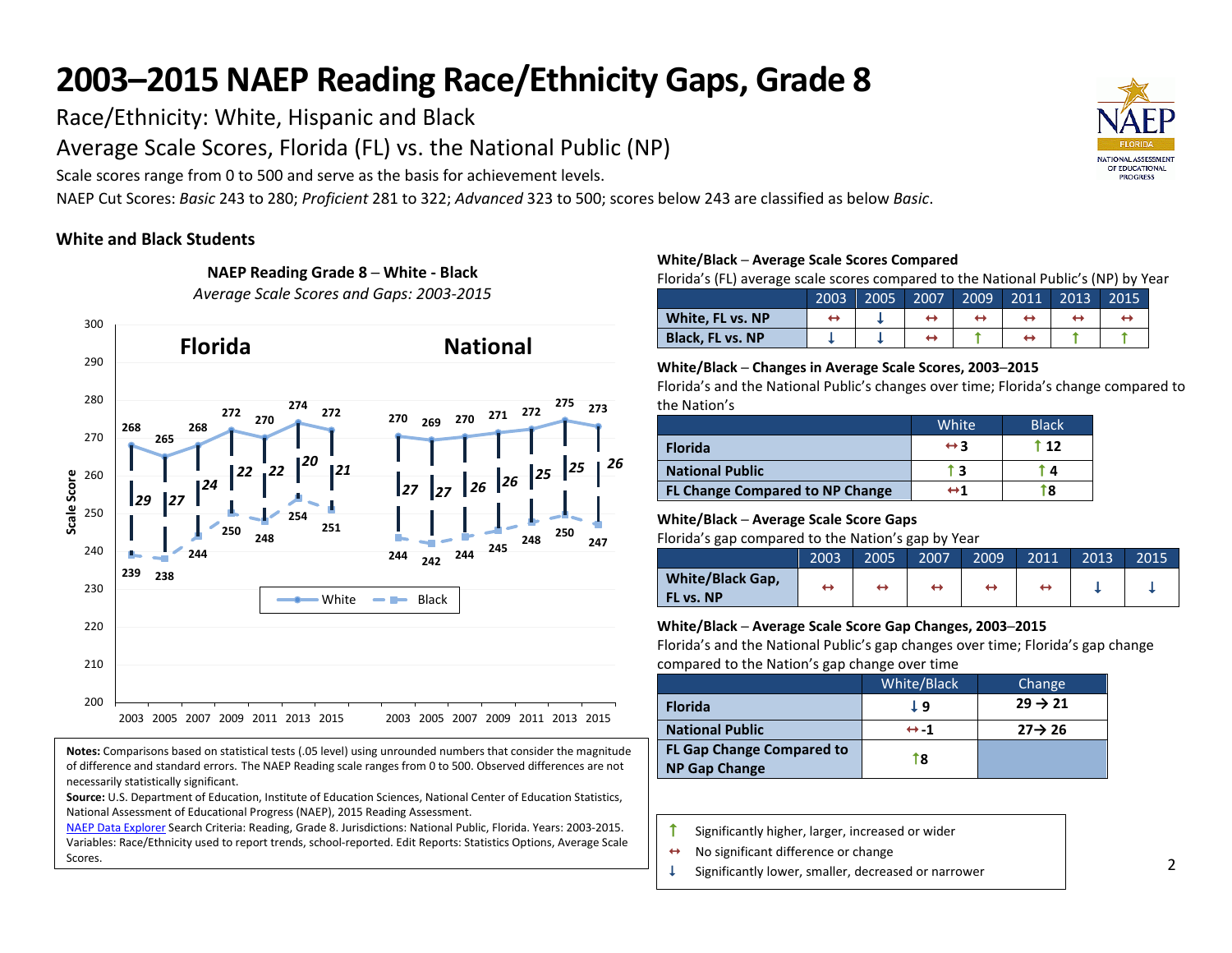# 2003–2015 NAEP Reading Race/Ethnicity Gaps, Grade 8

Race/Ethnicity: White, Hispanic and Black

Average Scale Scores, Florida (FL) vs. the National Public (NP)

Scale scores range from 0 to 500 and serve as the basis for achievement levels.

NAEP Cut Scores: *Basic* 243 to 280; *Proficient* 281 to 322; *Advanced* 323 to 500; scores below 243 are classified as below *Basic*.

## White and Black Students

**NAEP Reading Grade 8 – White - Black**

*Average Scale Scores and Gaps: 2003-2015*

| | 2003 | 2005 | 2007 | 2009 | 2011 | 2013 | 2015 |
|---|---|---|---|---|---|---|---|
| Florida White | 268 | 265 | 268 | 272 | 270 | 274 | 272 |
| Florida Black | 239 | 238 | 244 | 250 | 248 | 254 | 251 |
| Florida Gap | 29 | 27 | 24 | 22 | 22 | 20 | 21 |
| National White | 270 | 269 | 270 | 271 | 272 | 275 | 273 |
| National Black | 244 | 242 | 244 | 245 | 248 | 250 | 247 |
| National Gap | 27 | 27 | 26 | 26 | 25 | 25 | 26 |

**Notes:** Comparisons based on statistical tests (.05 level) using unrounded numbers that consider the magnitude of difference and standard errors. The NAEP Reading scale ranges from 0 to 500. Observed differences are not necessarily statistically significant.

**Source:** U.S. Department of Education, Institute of Education Sciences, National Center of Education Statistics, National Assessment of Educational Progress (NAEP), 2015 Reading Assessment.

NAEP Data Explorer Search Criteria: Reading, Grade 8. Jurisdictions: National Public, Florida. Years: 2003-2015. Variables: Race/Ethnicity used to report trends, school-reported. Edit Reports: Statistics Options, Average Scale Scores.

**White/Black – Average Scale Scores Compared**

Florida's (FL) average scale scores compared to the National Public's (NP) by Year

| | 2003 | 2005 | 2007 | 2009 | 2011 | 2013 | 2015 |
|---|---|---|---|---|---|---|---|
| **White, FL vs. NP** | ↔ | ↓ | ↔ | ↔ | ↔ | ↔ | ↔ |
| **Black, FL vs. NP** | ↓ | ↓ | ↔ | ↑ | ↔ | ↑ | ↑ |

**White/Black – Changes in Average Scale Scores, 2003–2015**

Florida's and the National Public's changes over time; Florida's change compared to the Nation's

| | White | Black |
|---|---|---|
| **Florida** | ↔3 | ↑12 |
| **National Public** | ↑3 | ↑4 |
| **FL Change Compared to NP Change** | ↔1 | ↑8 |

**White/Black – Average Scale Score Gaps**

Florida's gap compared to the Nation's gap by Year

| | 2003 | 2005 | 2007 | 2009 | 2011 | 2013 | 2015 |
|---|---|---|---|---|---|---|---|
| **White/Black Gap, FL vs. NP** | ↔ | ↔ | ↔ | ↔ | ↔ | ↓ | ↓ |

**White/Black – Average Scale Score Gap Changes, 2003–2015**

Florida's and the National Public's gap changes over time; Florida's gap change compared to the Nation's gap change over time

| | White/Black | Change |
|---|---|---|
| **Florida** | ↓9 | 29 → 21 |
| **National Public** | ↔-1 | 27→ 26 |
| **FL Gap Change Compared to NP Gap Change** | ↑8 | |

↑ Significantly higher, larger, increased or wider

↔ No significant difference or change

↓ Significantly lower, smaller, decreased or narrower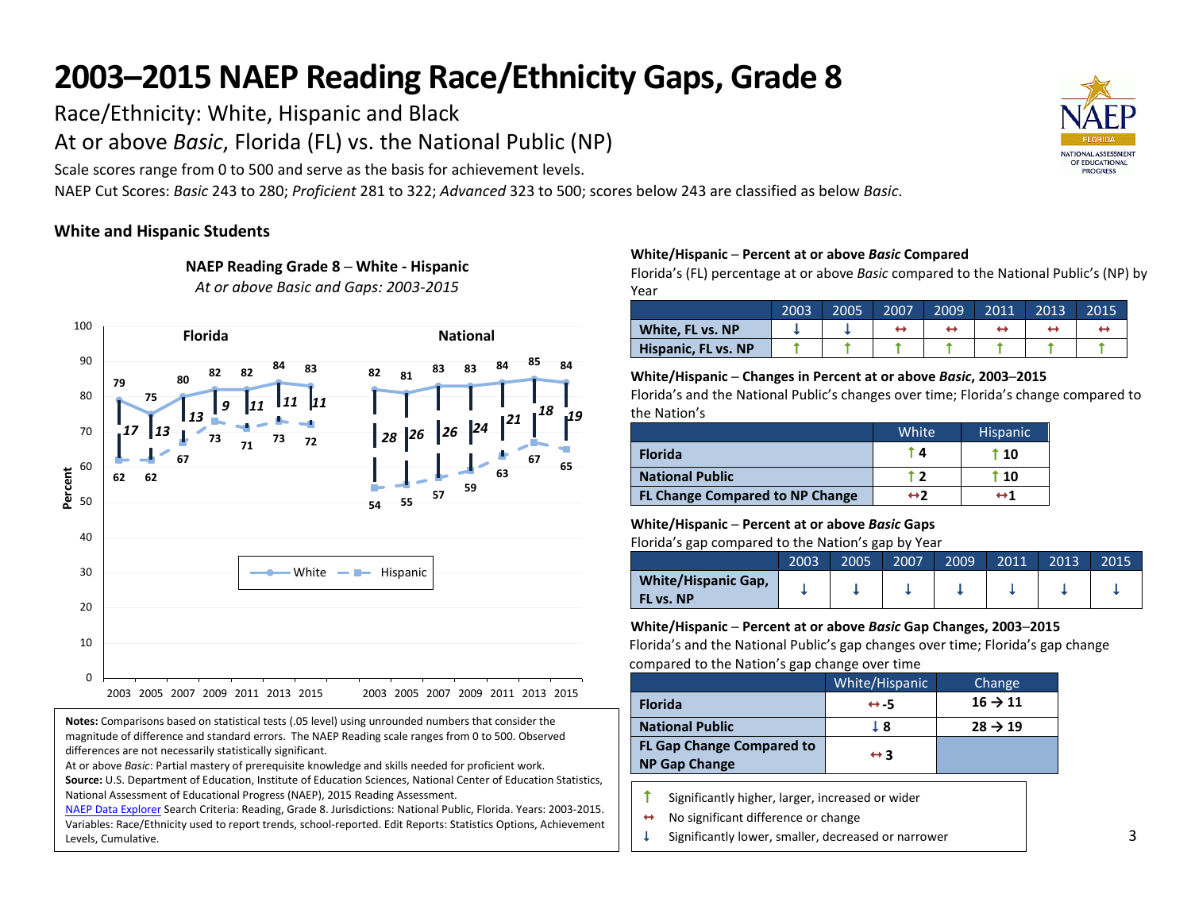# 2003–2015 NAEP Reading Race/Ethnicity Gaps, Grade 8

Race/Ethnicity: White, Hispanic and Black

At or above *Basic*, Florida (FL) vs. the National Public (NP)

Scale scores range from 0 to 500 and serve as the basis for achievement levels.

NAEP Cut Scores: *Basic* 243 to 280; *Proficient* 281 to 322; *Advanced* 323 to 500; scores below 243 are classified as below *Basic*.

## White and Hispanic Students

**NAEP Reading Grade 8 – White - Hispanic**

*At or above Basic and Gaps: 2003-2015*

| | 2003 | 2005 | 2007 | 2009 | 2011 | 2013 | 2015 |
|---|---|---|---|---|---|---|---|
| Florida White | 79 | 75 | 80 | 82 | 82 | 84 | 83 |
| Florida Hispanic | 62 | 62 | 67 | 73 | 71 | 73 | 72 |
| Florida Gap | 17 | 13 | 13 | 9 | 11 | 11 | 11 |
| National White | 82 | 81 | 83 | 83 | 84 | 85 | 84 |
| National Hispanic | 54 | 55 | 57 | 59 | 63 | 67 | 65 |
| National Gap | 28 | 26 | 26 | 24 | 21 | 18 | 19 |

**White/Hispanic – Percent at or above *Basic* Compared**

Florida's (FL) percentage at or above *Basic* compared to the National Public's (NP) by Year

| | 2003 | 2005 | 2007 | 2009 | 2011 | 2013 | 2015 |
|---|---|---|---|---|---|---|---|
| **White, FL vs. NP** | ↓ | ↓ | ↔ | ↔ | ↔ | ↔ | ↔ |
| **Hispanic, FL vs. NP** | ↑ | ↑ | ↑ | ↑ | ↑ | ↑ | ↑ |

**White/Hispanic – Changes in Percent at or above *Basic*, 2003–2015**

Florida's and the National Public's changes over time; Florida's change compared to the Nation's

| | White | Hispanic |
|---|---|---|
| **Florida** | ↑ 4 | ↑ 10 |
| **National Public** | ↑ 2 | ↑ 10 |
| **FL Change Compared to NP Change** | ↔ 2 | ↔ 1 |

**White/Hispanic – Percent at or above *Basic* Gaps**

Florida's gap compared to the Nation's gap by Year

| | 2003 | 2005 | 2007 | 2009 | 2011 | 2013 | 2015 |
|---|---|---|---|---|---|---|---|
| **White/Hispanic Gap, FL vs. NP** | ↓ | ↓ | ↓ | ↓ | ↓ | ↓ | ↓ |

**White/Hispanic – Percent at or above *Basic* Gap Changes, 2003–2015**

Florida's and the National Public's gap changes over time; Florida's gap change compared to the Nation's gap change over time

| | White/Hispanic | Change |
|---|---|---|
| **Florida** | ↔ -5 | 16 → 11 |
| **National Public** | ↓ 8 | 28 → 19 |
| **FL Gap Change Compared to NP Gap Change** | ↔ 3 | |

↑ Significantly higher, larger, increased or wider

↔ No significant difference or change

↓ Significantly lower, smaller, decreased or narrower

**Notes:** Comparisons based on statistical tests (.05 level) using unrounded numbers that consider the magnitude of difference and standard errors. The NAEP Reading scale ranges from 0 to 500. Observed differences are not necessarily statistically significant.

At or above *Basic*: Partial mastery of prerequisite knowledge and skills needed for proficient work.

**Source:** U.S. Department of Education, Institute of Education Sciences, National Center of Education Statistics, National Assessment of Educational Progress (NAEP), 2015 Reading Assessment.

NAEP Data Explorer Search Criteria: Reading, Grade 8. Jurisdictions: National Public, Florida. Years: 2003-2015. Variables: Race/Ethnicity used to report trends, school-reported. Edit Reports: Statistics Options, Achievement Levels, Cumulative.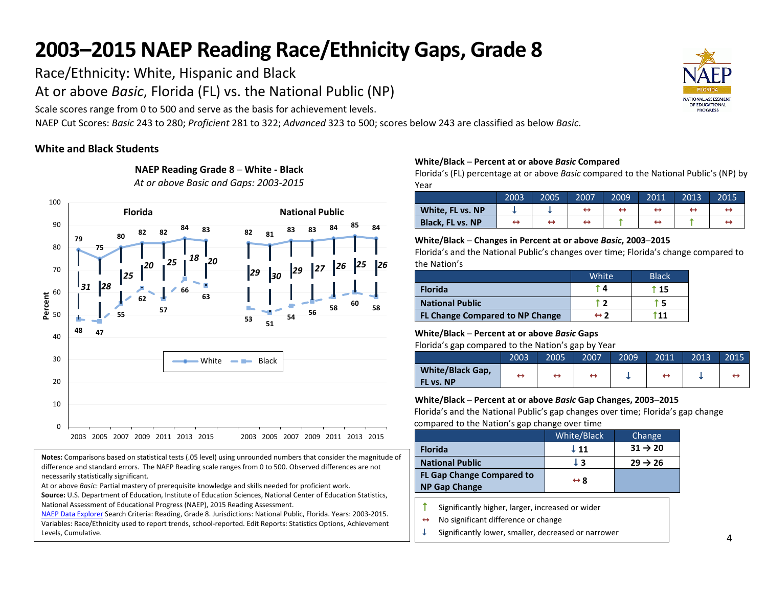# 2003–2015 NAEP Reading Race/Ethnicity Gaps, Grade 8

Race/Ethnicity: White, Hispanic and Black

At or above *Basic*, Florida (FL) vs. the National Public (NP)

Scale scores range from 0 to 500 and serve as the basis for achievement levels.

NAEP Cut Scores: *Basic* 243 to 280; *Proficient* 281 to 322; *Advanced* 323 to 500; scores below 243 are classified as below *Basic*.

## White and Black Students

**NAEP Reading Grade 8 – White - Black**

*At or above Basic and Gaps: 2003-2015*

| | 2003 | 2005 | 2007 | 2009 | 2011 | 2013 | 2015 |
|---|---|---|---|---|---|---|---|
| **Florida** – White | 79 | 75 | 80 | 82 | 82 | 84 | 83 |
| **Florida** – Black | 48 | 47 | 55 | 62 | 57 | 66 | 63 |
| **Florida** – Gap | 31 | 28 | 25 | 20 | 25 | 18 | 20 |
| **National Public** – White | 82 | 81 | 83 | 83 | 84 | 85 | 84 |
| **National Public** – Black | 53 | 51 | 54 | 56 | 58 | 60 | 58 |
| **National Public** – Gap | 29 | 30 | 29 | 27 | 26 | 25 | 26 |

**Notes:** Comparisons based on statistical tests (.05 level) using unrounded numbers that consider the magnitude of difference and standard errors. The NAEP Reading scale ranges from 0 to 500. Observed differences are not necessarily statistically significant.

At or above *Basic*: Partial mastery of prerequisite knowledge and skills needed for proficient work.

**Source:** U.S. Department of Education, Institute of Education Sciences, National Center of Education Statistics, National Assessment of Educational Progress (NAEP), 2015 Reading Assessment.

NAEP Data Explorer Search Criteria: Reading, Grade 8. Jurisdictions: National Public, Florida. Years: 2003-2015. Variables: Race/Ethnicity used to report trends, school-reported. Edit Reports: Statistics Options, Achievement Levels, Cumulative.

### White/Black – Percent at or above *Basic* Compared

Florida's (FL) percentage at or above *Basic* compared to the National Public's (NP) by Year

| | 2003 | 2005 | 2007 | 2009 | 2011 | 2013 | 2015 |
|---|---|---|---|---|---|---|---|
| **White, FL vs. NP** | ↓ | ↓ | ↔ | ↔ | ↔ | ↔ | ↔ |
| **Black, FL vs. NP** | ↔ | ↔ | ↔ | ↑ | ↔ | ↑ | ↔ |

### White/Black – Changes in Percent at or above *Basic*, 2003–2015

Florida's and the National Public's changes over time; Florida's change compared to the Nation's

| | White | Black |
|---|---|---|
| **Florida** | ↑ 4 | ↑ 15 |
| **National Public** | ↑ 2 | ↑ 5 |
| **FL Change Compared to NP Change** | ↔ 2 | ↑ 11 |

### White/Black – Percent at or above *Basic* Gaps

Florida's gap compared to the Nation's gap by Year

| | 2003 | 2005 | 2007 | 2009 | 2011 | 2013 | 2015 |
|---|---|---|---|---|---|---|---|
| **White/Black Gap, FL vs. NP** | ↔ | ↔ | ↔ | ↓ | ↔ | ↓ | ↔ |

### White/Black – Percent at or above *Basic* Gap Changes, 2003–2015

Florida's and the National Public's gap changes over time; Florida's gap change compared to the Nation's gap change over time

| | White/Black | Change |
|---|---|---|
| **Florida** | ↓ 11 | 31 → 20 |
| **National Public** | ↓ 3 | 29 → 26 |
| **FL Gap Change Compared to NP Gap Change** | ↔ 8 | |

- ↑ Significantly higher, larger, increased or wider
- ↔ No significant difference or change
- ↓ Significantly lower, smaller, decreased or narrower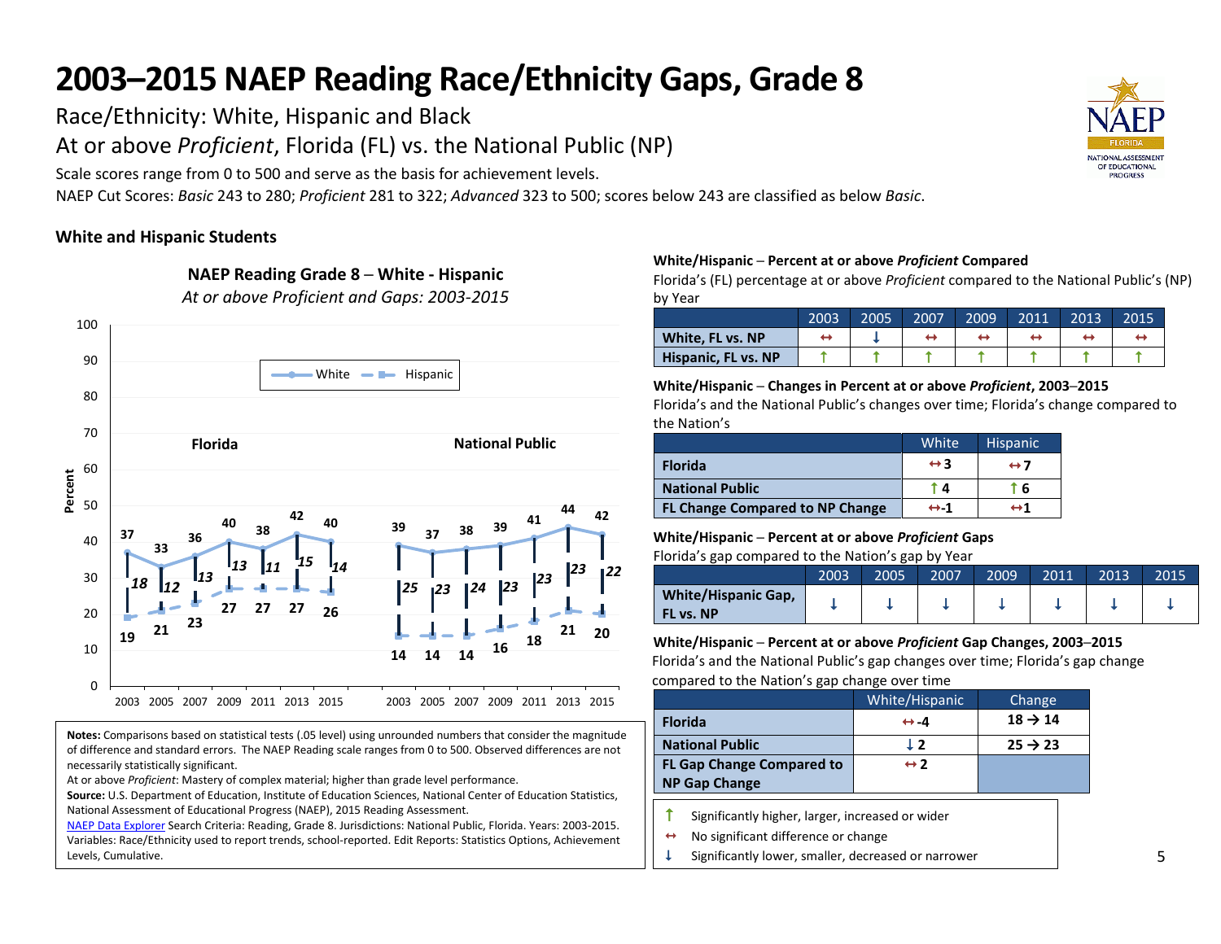# 2003–2015 NAEP Reading Race/Ethnicity Gaps, Grade 8

Race/Ethnicity: White, Hispanic and Black

At or above *Proficient*, Florida (FL) vs. the National Public (NP)

Scale scores range from 0 to 500 and serve as the basis for achievement levels.

NAEP Cut Scores: *Basic* 243 to 280; *Proficient* 281 to 322; *Advanced* 323 to 500; scores below 243 are classified as below *Basic*.

## White and Hispanic Students

**NAEP Reading Grade 8 – White - Hispanic**

*At or above Proficient and Gaps: 2003-2015*

| | 2003 | 2005 | 2007 | 2009 | 2011 | 2013 | 2015 |
|---|---|---|---|---|---|---|---|
| Florida – White | 37 | 33 | 36 | 40 | 38 | 42 | 40 |
| Florida – Hispanic | 19 | 21 | 23 | 27 | 27 | 27 | 26 |
| Florida – Gap | 18 | 12 | 13 | 13 | 11 | 15 | 14 |
| National Public – White | 39 | 37 | 38 | 39 | 41 | 44 | 42 |
| National Public – Hispanic | 14 | 14 | 14 | 16 | 18 | 21 | 20 |
| National Public – Gap | 25 | 23 | 24 | 23 | 23 | 23 | 22 |

**Notes:** Comparisons based on statistical tests (.05 level) using unrounded numbers that consider the magnitude of difference and standard errors. The NAEP Reading scale ranges from 0 to 500. Observed differences are not necessarily statistically significant.

At or above *Proficient*: Mastery of complex material; higher than grade level performance.

**Source:** U.S. Department of Education, Institute of Education Sciences, National Center of Education Statistics, National Assessment of Educational Progress (NAEP), 2015 Reading Assessment.

NAEP Data Explorer Search Criteria: Reading, Grade 8. Jurisdictions: National Public, Florida. Years: 2003-2015. Variables: Race/Ethnicity used to report trends, school-reported. Edit Reports: Statistics Options, Achievement Levels, Cumulative.

**White/Hispanic – Percent at or above *Proficient* Compared**

Florida's (FL) percentage at or above *Proficient* compared to the National Public's (NP) by Year

| | 2003 | 2005 | 2007 | 2009 | 2011 | 2013 | 2015 |
|---|---|---|---|---|---|---|---|
| **White, FL vs. NP** | ↔ | ↓ | ↔ | ↔ | ↔ | ↔ | ↔ |
| **Hispanic, FL vs. NP** | ↑ | ↑ | ↑ | ↑ | ↑ | ↑ | ↑ |

**White/Hispanic – Changes in Percent at or above *Proficient*, 2003–2015**

Florida's and the National Public's changes over time; Florida's change compared to the Nation's

| | White | Hispanic |
|---|---|---|
| **Florida** | ↔3 | ↔7 |
| **National Public** | ↑4 | ↑6 |
| **FL Change Compared to NP Change** | ↔-1 | ↔1 |

**White/Hispanic – Percent at or above *Proficient* Gaps**

Florida's gap compared to the Nation's gap by Year

| | 2003 | 2005 | 2007 | 2009 | 2011 | 2013 | 2015 |
|---|---|---|---|---|---|---|---|
| **White/Hispanic Gap, FL vs. NP** | ↓ | ↓ | ↓ | ↓ | ↓ | ↓ | ↓ |

**White/Hispanic – Percent at or above *Proficient* Gap Changes, 2003–2015**

Florida's and the National Public's gap changes over time; Florida's gap change compared to the Nation's gap change over time

| | White/Hispanic | Change |
|---|---|---|
| **Florida** | ↔-4 | 18 → 14 |
| **National Public** | ↓2 | 25 → 23 |
| **FL Gap Change Compared to NP Gap Change** | ↔2 | |

↑ Significantly higher, larger, increased or wider
↔ No significant difference or change
↓ Significantly lower, smaller, decreased or narrower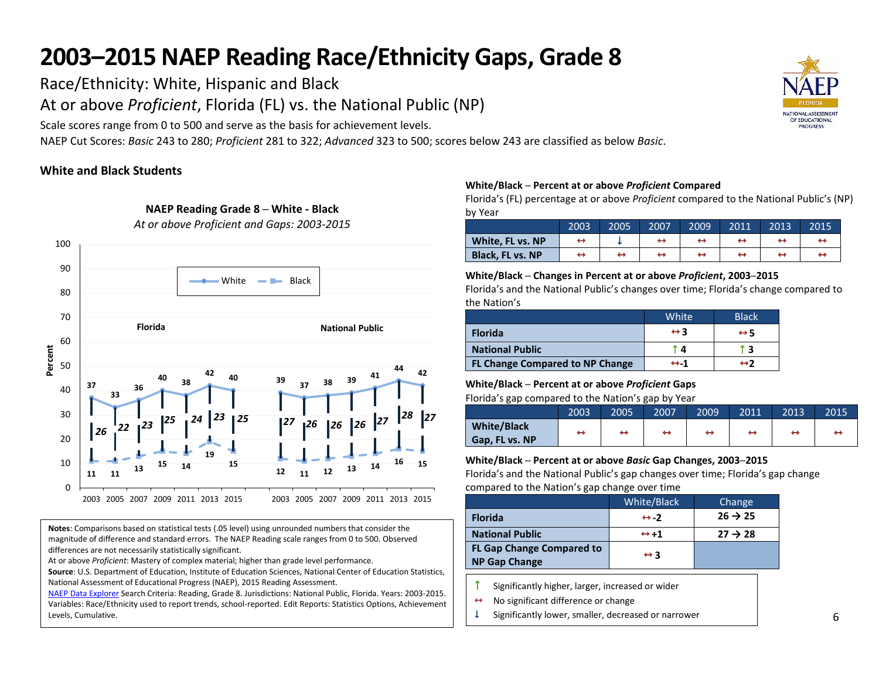# 2003–2015 NAEP Reading Race/Ethnicity Gaps, Grade 8

Race/Ethnicity: White, Hispanic and Black

At or above *Proficient*, Florida (FL) vs. the National Public (NP)

Scale scores range from 0 to 500 and serve as the basis for achievement levels.

NAEP Cut Scores: *Basic* 243 to 280; *Proficient* 281 to 322; *Advanced* 323 to 500; scores below 243 are classified as below *Basic*.

## White and Black Students

**NAEP Reading Grade 8 – White - Black**

*At or above Proficient and Gaps: 2003-2015*

White
Black

Florida

National Public

Percent

100
90
80
70
60
50
40
30
20
10
0

Florida: 2003 2005 2007 2009 2011 2013 2015
White: 37 33 36 40 38 42 40
Gap: 26 22 23 25 24 23 25
Black: 11 11 13 15 14 19 15

National Public: 2003 2005 2007 2009 2011 2013 2015
White: 39 37 38 39 41 44 42
Gap: 27 26 26 26 27 28 27
Black: 12 11 12 13 14 16 15

**Notes**: Comparisons based on statistical tests (.05 level) using unrounded numbers that consider the magnitude of difference and standard errors. The NAEP Reading scale ranges from 0 to 500. Observed differences are not necessarily statistically significant.
At or above *Proficient*: Mastery of complex material; higher than grade level performance.
**Source**: U.S. Department of Education, Institute of Education Sciences, National Center of Education Statistics, National Assessment of Educational Progress (NAEP), 2015 Reading Assessment.
NAEP Data Explorer Search Criteria: Reading, Grade 8. Jurisdictions: National Public, Florida. Years: 2003-2015. Variables: Race/Ethnicity used to report trends, school-reported. Edit Reports: Statistics Options, Achievement Levels, Cumulative.

**White/Black – Percent at or above *Proficient* Compared**

Florida's (FL) percentage at or above *Proficient* compared to the National Public's (NP) by Year

| | 2003 | 2005 | 2007 | 2009 | 2011 | 2013 | 2015 |
|---|---|---|---|---|---|---|---|
| **White, FL vs. NP** | ↔ | ↓ | ↔ | ↔ | ↔ | ↔ | ↔ |
| **Black, FL vs. NP** | ↔ | ↔ | ↔ | ↔ | ↔ | ↔ | ↔ |

**White/Black – Changes in Percent at or above *Proficient*, 2003–2015**

Florida's and the National Public's changes over time; Florida's change compared to the Nation's

| | White | Black |
|---|---|---|
| **Florida** | ↔3 | ↔5 |
| **National Public** | ↑4 | ↑3 |
| **FL Change Compared to NP Change** | ↔-1 | ↔2 |

**White/Black – Percent at or above *Proficient* Gaps**

Florida's gap compared to the Nation's gap by Year

| | 2003 | 2005 | 2007 | 2009 | 2011 | 2013 | 2015 |
|---|---|---|---|---|---|---|---|
| **White/Black Gap, FL vs. NP** | ↔ | ↔ | ↔ | ↔ | ↔ | ↔ | ↔ |

**White/Black – Percent at or above *Basic* Gap Changes, 2003–2015**

Florida's and the National Public's gap changes over time; Florida's gap change compared to the Nation's gap change over time

| | White/Black | Change |
|---|---|---|
| **Florida** | ↔-2 | 26 → 25 |
| **National Public** | ↔+1 | 27 → 28 |
| **FL Gap Change Compared to NP Gap Change** | ↔3 | |

↑ Significantly higher, larger, increased or wider
↔ No significant difference or change
↓ Significantly lower, smaller, decreased or narrower